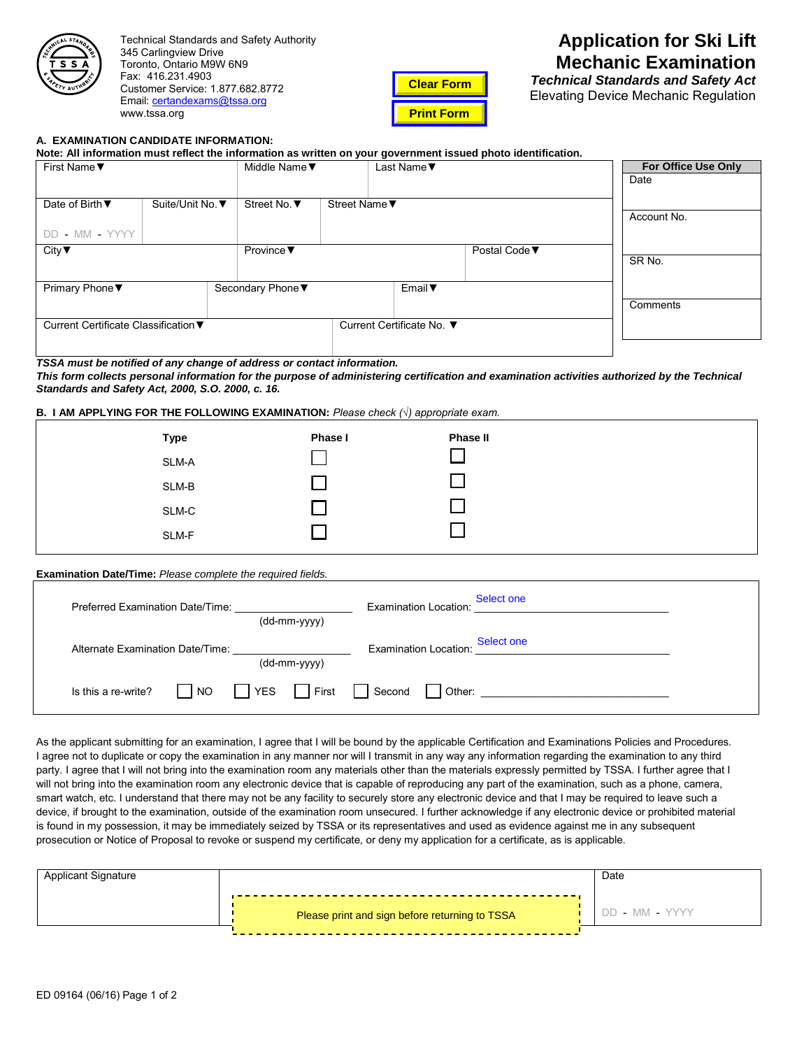Technical Standards and Safety Authority
345 Carlingview Drive
Toronto, Ontario M9W 6N9
Fax: 416.231.4903
Customer Service: 1.877.682.8772
Email: certandexams@tssa.org
www.tssa.org

Clear Form

Print Form

# Application for Ski Lift Mechanic Examination

***Technical Standards and Safety Act***

Elevating Device Mechanic Regulation

## A. EXAMINATION CANDIDATE INFORMATION:

**Note: All information must reflect the information as written on your government issued photo identification.**

| First Name▼ | | Middle Name▼ | Last Name▼ | |
|---|---|---|---|---|
| Date of Birth▼ DD - MM - YYYY | Suite/Unit No.▼ | Street No.▼ | Street Name▼ | |
| City▼ | | Province▼ | | Postal Code▼ |
| Primary Phone▼ | | Secondary Phone▼ | Email▼ | |
| Current Certificate Classification▼ | | Current Certificate No. ▼ | | |

| For Office Use Only |
|---|
| Date |
| Account No. |
| SR No. |
| Comments |

***TSSA must be notified of any change of address or contact information.***

***This form collects personal information for the purpose of administering certification and examination activities authorized by the Technical Standards and Safety Act, 2000, S.O. 2000, c. 16.***

## B. I AM APPLYING FOR THE FOLLOWING EXAMINATION: *Please check (√) appropriate exam.*

| Type | Phase I | Phase II |
|---|---|---|
| SLM-A | ☐ | ☐ |
| SLM-B | ☐ | ☐ |
| SLM-C | ☐ | ☐ |
| SLM-F | ☐ | ☐ |

**Examination Date/Time:** *Please complete the required fields.*

Preferred Examination Date/Time: ____________________ (dd-mm-yyyy) Examination Location: Select one

Alternate Examination Date/Time: ____________________ (dd-mm-yyyy) Examination Location: Select one

Is this a re-write? ☐ NO ☐ YES ☐ First ☐ Second ☐ Other: ____________________

As the applicant submitting for an examination, I agree that I will be bound by the applicable Certification and Examinations Policies and Procedures. I agree not to duplicate or copy the examination in any manner nor will I transmit in any way any information regarding the examination to any third party. I agree that I will not bring into the examination room any materials other than the materials expressly permitted by TSSA. I further agree that I will not bring into the examination room any electronic device that is capable of reproducing any part of the examination, such as a phone, camera, smart watch, etc. I understand that there may not be any facility to securely store any electronic device and that I may be required to leave such a device, if brought to the examination, outside of the examination room unsecured. I further acknowledge if any electronic device or prohibited material is found in my possession, it may be immediately seized by TSSA or its representatives and used as evidence against me in any subsequent prosecution or Notice of Proposal to revoke or suspend my certificate, or deny my application for a certificate, as is applicable.

| Applicant Signature | Please print and sign before returning to TSSA | Date DD - MM - YYYY |
|---|---|---|

ED 09164 (06/16)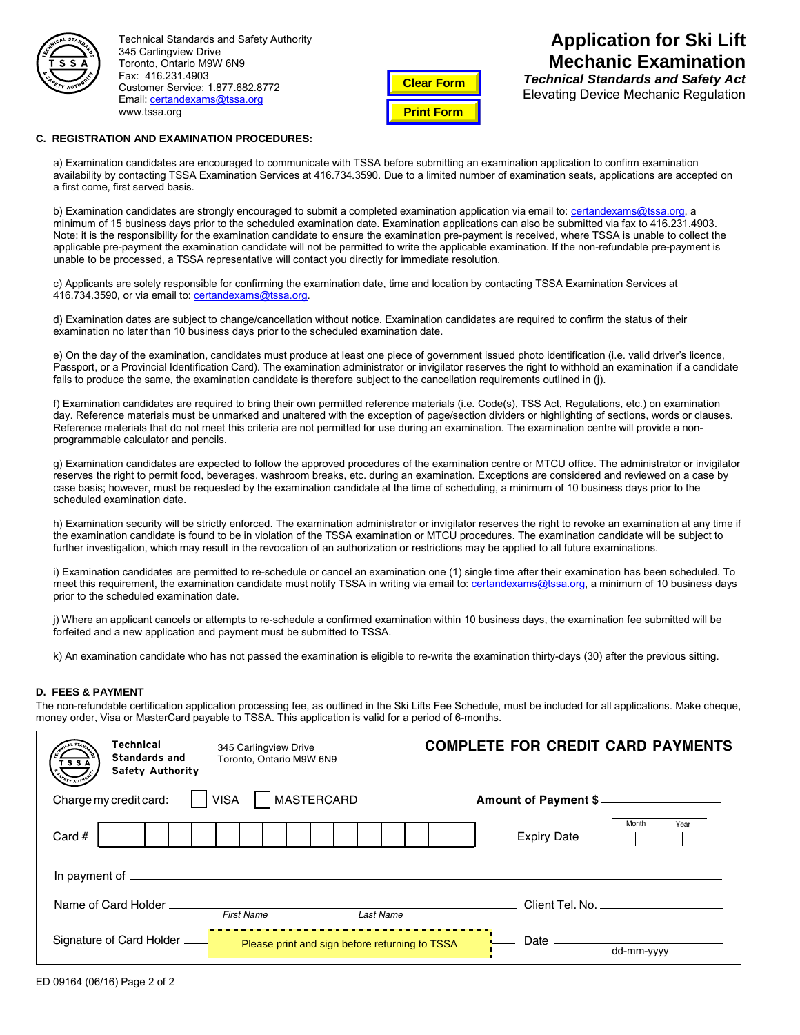Technical Standards and Safety Authority
345 Carlingview Drive
Toronto, Ontario M9W 6N9
Fax: 416.231.4903
Customer Service: 1.877.682.8772
Email: certandexams@tssa.org
www.tssa.org

Clear Form

Print Form

# Application for Ski Lift Mechanic Examination

***Technical Standards and Safety Act***

Elevating Device Mechanic Regulation

### C. REGISTRATION AND EXAMINATION PROCEDURES:

a) Examination candidates are encouraged to communicate with TSSA before submitting an examination application to confirm examination availability by contacting TSSA Examination Services at 416.734.3590. Due to a limited number of examination seats, applications are accepted on a first come, first served basis.

b) Examination candidates are strongly encouraged to submit a completed examination application via email to: certandexams@tssa.org, a minimum of 15 business days prior to the scheduled examination date. Examination applications can also be submitted via fax to 416.231.4903. Note: it is the responsibility for the examination candidate to ensure the examination pre-payment is received, where TSSA is unable to collect the applicable pre-payment the examination candidate will not be permitted to write the applicable examination. If the non-refundable pre-payment is unable to be processed, a TSSA representative will contact you directly for immediate resolution.

c) Applicants are solely responsible for confirming the examination date, time and location by contacting TSSA Examination Services at 416.734.3590, or via email to: certandexams@tssa.org.

d) Examination dates are subject to change/cancellation without notice. Examination candidates are required to confirm the status of their examination no later than 10 business days prior to the scheduled examination date.

e) On the day of the examination, candidates must produce at least one piece of government issued photo identification (i.e. valid driver's licence, Passport, or a Provincial Identification Card). The examination administrator or invigilator reserves the right to withhold an examination if a candidate fails to produce the same, the examination candidate is therefore subject to the cancellation requirements outlined in (j).

f) Examination candidates are required to bring their own permitted reference materials (i.e. Code(s), TSS Act, Regulations, etc.) on examination day. Reference materials must be unmarked and unaltered with the exception of page/section dividers or highlighting of sections, words or clauses. Reference materials that do not meet this criteria are not permitted for use during an examination. The examination centre will provide a non-programmable calculator and pencils.

g) Examination candidates are expected to follow the approved procedures of the examination centre or MTCU office. The administrator or invigilator reserves the right to permit food, beverages, washroom breaks, etc. during an examination. Exceptions are considered and reviewed on a case by case basis; however, must be requested by the examination candidate at the time of scheduling, a minimum of 10 business days prior to the scheduled examination date.

h) Examination security will be strictly enforced. The examination administrator or invigilator reserves the right to revoke an examination at any time if the examination candidate is found to be in violation of the TSSA examination or MTCU procedures. The examination candidate will be subject to further investigation, which may result in the revocation of an authorization or restrictions may be applied to all future examinations.

i) Examination candidates are permitted to re-schedule or cancel an examination one (1) single time after their examination has been scheduled. To meet this requirement, the examination candidate must notify TSSA in writing via email to: certandexams@tssa.org, a minimum of 10 business days prior to the scheduled examination date.

j) Where an applicant cancels or attempts to re-schedule a confirmed examination within 10 business days, the examination fee submitted will be forfeited and a new application and payment must be submitted to TSSA.

k) An examination candidate who has not passed the examination is eligible to re-write the examination thirty-days (30) after the previous sitting.

### D. FEES & PAYMENT

The non-refundable certification application processing fee, as outlined in the Ski Lifts Fee Schedule, must be included for all applications. Make cheque, money order, Visa or MasterCard payable to TSSA. This application is valid for a period of 6-months.

**Technical Standards and Safety Authority**
345 Carlingview Drive
Toronto, Ontario M9W 6N9

**COMPLETE FOR CREDIT CARD PAYMENTS**

Charge my credit card: ☐ VISA ☐ MASTERCARD

**Amount of Payment $** ____________

Card # ____________________

Expiry Date: Month ____ Year ____

In payment of ____________________

Name of Card Holder ____________________ (First Name / Last Name)

Client Tel. No. ____________________

Signature of Card Holder ____________________ Please print and sign before returning to TSSA

Date ____________ dd-mm-yyyy

ED 09164 (06/16)